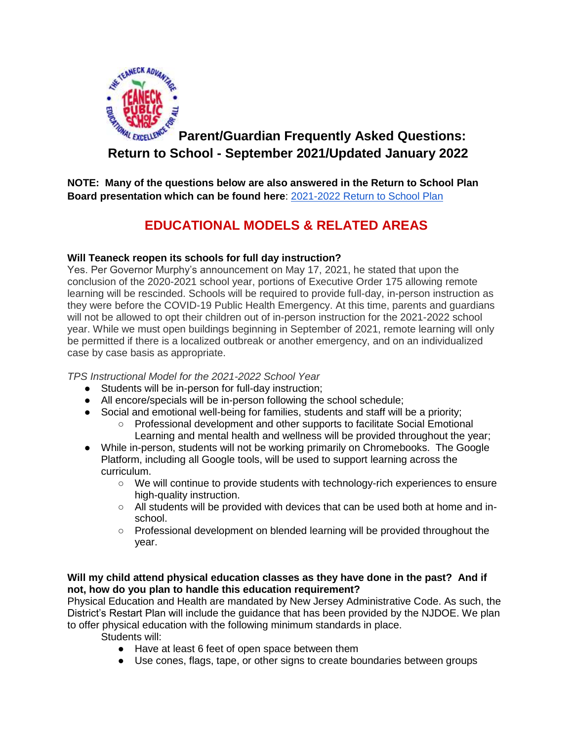# Parent/Guardian Frequently Asked Questions: Return to School - September 2021/Updated January 2022

**NOTE: Many of the questions below are also answered in the Return to School Plan Board presentation which can be found here**: [2021-2022 Return to School Plan]

## EDUCATIONAL MODELS & RELATED AREAS

**Will Teaneck reopen its schools for full day instruction?**

Yes. Per Governor Murphy's announcement on May 17, 2021, he stated that upon the conclusion of the 2020-2021 school year, portions of Executive Order 175 allowing remote learning will be rescinded. Schools will be required to provide full-day, in-person instruction as they were before the COVID-19 Public Health Emergency. At this time, parents and guardians will not be allowed to opt their children out of in-person instruction for the 2021-2022 school year. While we must open buildings beginning in September of 2021, remote learning will only be permitted if there is a localized outbreak or another emergency, and on an individualized case by case basis as appropriate.

*TPS Instructional Model for the 2021-2022 School Year*

- Students will be in-person for full-day instruction;
- All encore/specials will be in-person following the school schedule;
- Social and emotional well-being for families, students and staff will be a priority;
  - Professional development and other supports to facilitate Social Emotional Learning and mental health and wellness will be provided throughout the year;
- While in-person, students will not be working primarily on Chromebooks. The Google Platform, including all Google tools, will be used to support learning across the curriculum.
  - We will continue to provide students with technology-rich experiences to ensure high-quality instruction.
  - All students will be provided with devices that can be used both at home and in-school.
  - Professional development on blended learning will be provided throughout the year.

**Will my child attend physical education classes as they have done in the past? And if not, how do you plan to handle this education requirement?**

Physical Education and Health are mandated by New Jersey Administrative Code. As such, the District's Restart Plan will include the guidance that has been provided by the NJDOE. We plan to offer physical education with the following minimum standards in place.

Students will:

- Have at least 6 feet of open space between them
- Use cones, flags, tape, or other signs to create boundaries between groups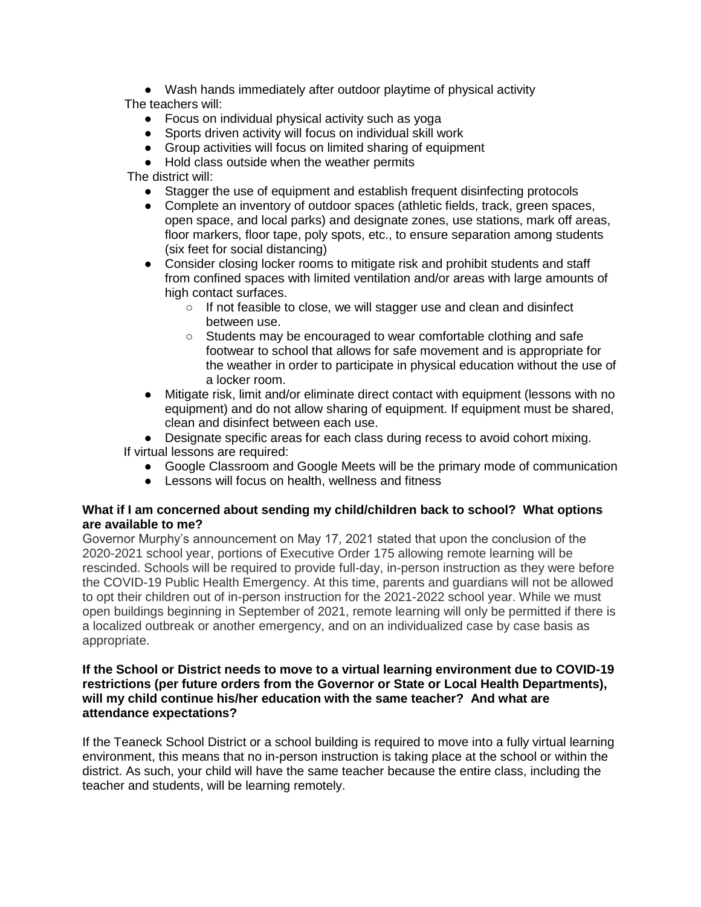- Wash hands immediately after outdoor playtime of physical activity

The teachers will:

- Focus on individual physical activity such as yoga
- Sports driven activity will focus on individual skill work
- Group activities will focus on limited sharing of equipment
- Hold class outside when the weather permits

The district will:

- Stagger the use of equipment and establish frequent disinfecting protocols
- Complete an inventory of outdoor spaces (athletic fields, track, green spaces, open space, and local parks) and designate zones, use stations, mark off areas, floor markers, floor tape, poly spots, etc., to ensure separation among students (six feet for social distancing)
- Consider closing locker rooms to mitigate risk and prohibit students and staff from confined spaces with limited ventilation and/or areas with large amounts of high contact surfaces.
    - If not feasible to close, we will stagger use and clean and disinfect between use.
    - Students may be encouraged to wear comfortable clothing and safe footwear to school that allows for safe movement and is appropriate for the weather in order to participate in physical education without the use of a locker room.
- Mitigate risk, limit and/or eliminate direct contact with equipment (lessons with no equipment) and do not allow sharing of equipment. If equipment must be shared, clean and disinfect between each use.
- Designate specific areas for each class during recess to avoid cohort mixing.

If virtual lessons are required:

- Google Classroom and Google Meets will be the primary mode of communication
- Lessons will focus on health, wellness and fitness

**What if I am concerned about sending my child/children back to school? What options are available to me?**

Governor Murphy's announcement on May 17, 2021 stated that upon the conclusion of the 2020-2021 school year, portions of Executive Order 175 allowing remote learning will be rescinded. Schools will be required to provide full-day, in-person instruction as they were before the COVID-19 Public Health Emergency. At this time, parents and guardians will not be allowed to opt their children out of in-person instruction for the 2021-2022 school year. While we must open buildings beginning in September of 2021, remote learning will only be permitted if there is a localized outbreak or another emergency, and on an individualized case by case basis as appropriate.

**If the School or District needs to move to a virtual learning environment due to COVID-19 restrictions (per future orders from the Governor or State or Local Health Departments), will my child continue his/her education with the same teacher? And what are attendance expectations?**

If the Teaneck School District or a school building is required to move into a fully virtual learning environment, this means that no in-person instruction is taking place at the school or within the district. As such, your child will have the same teacher because the entire class, including the teacher and students, will be learning remotely.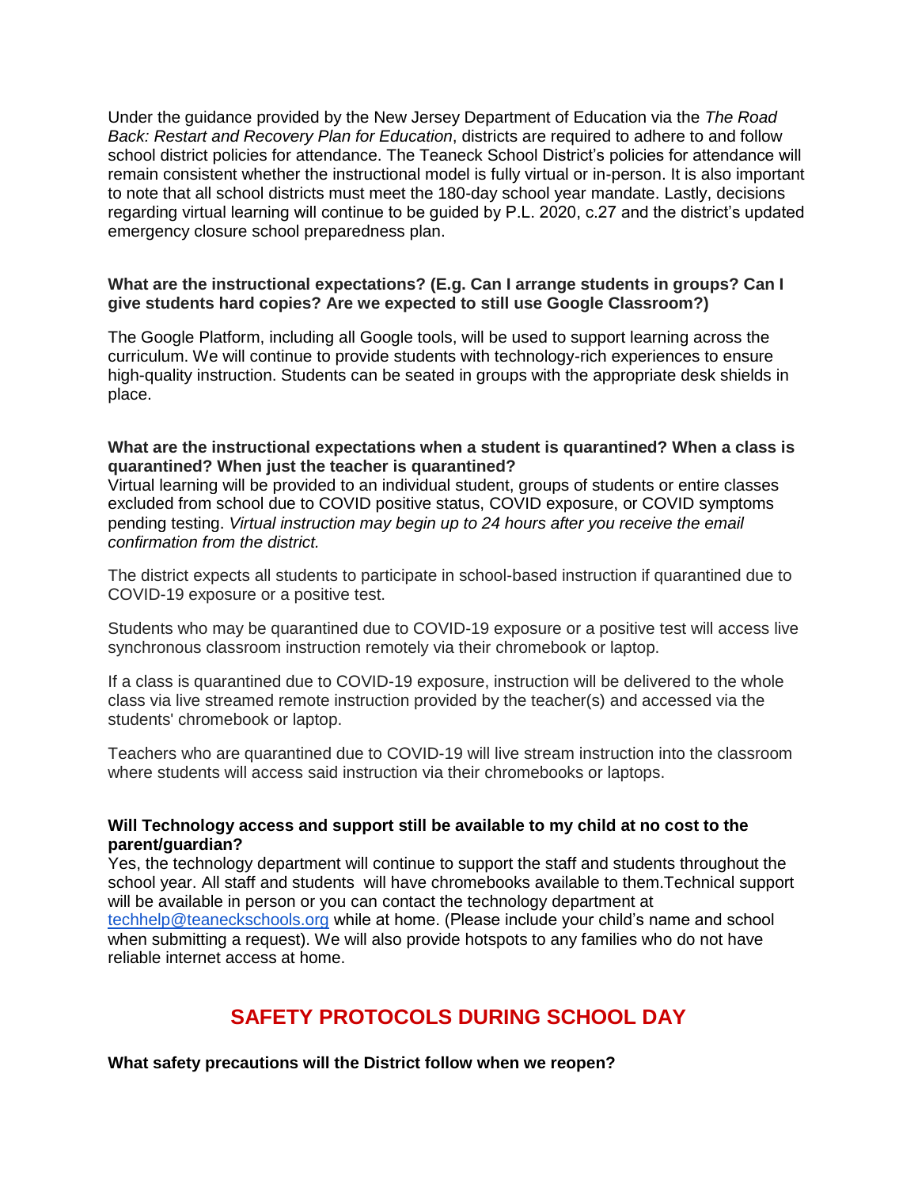Under the guidance provided by the New Jersey Department of Education via the *The Road Back: Restart and Recovery Plan for Education*, districts are required to adhere to and follow school district policies for attendance. The Teaneck School District's policies for attendance will remain consistent whether the instructional model is fully virtual or in-person. It is also important to note that all school districts must meet the 180-day school year mandate. Lastly, decisions regarding virtual learning will continue to be guided by P.L. 2020, c.27 and the district's updated emergency closure school preparedness plan.

**What are the instructional expectations? (E.g. Can I arrange students in groups? Can I give students hard copies? Are we expected to still use Google Classroom?)**

The Google Platform, including all Google tools, will be used to support learning across the curriculum. We will continue to provide students with technology-rich experiences to ensure high-quality instruction. Students can be seated in groups with the appropriate desk shields in place.

**What are the instructional expectations when a student is quarantined? When a class is quarantined? When just the teacher is quarantined?**

Virtual learning will be provided to an individual student, groups of students or entire classes excluded from school due to COVID positive status, COVID exposure, or COVID symptoms pending testing. *Virtual instruction may begin up to 24 hours after you receive the email confirmation from the district.*

The district expects all students to participate in school-based instruction if quarantined due to COVID-19 exposure or a positive test.

Students who may be quarantined due to COVID-19 exposure or a positive test will access live synchronous classroom instruction remotely via their chromebook or laptop.

If a class is quarantined due to COVID-19 exposure, instruction will be delivered to the whole class via live streamed remote instruction provided by the teacher(s) and accessed via the students' chromebook or laptop.

Teachers who are quarantined due to COVID-19 will live stream instruction into the classroom where students will access said instruction via their chromebooks or laptops.

**Will Technology access and support still be available to my child at no cost to the parent/guardian?**

Yes, the technology department will continue to support the staff and students throughout the school year. All staff and students will have chromebooks available to them.Technical support will be available in person or you can contact the technology department at techhelp@teaneckschools.org while at home. (Please include your child's name and school when submitting a request). We will also provide hotspots to any families who do not have reliable internet access at home.

## SAFETY PROTOCOLS DURING SCHOOL DAY

**What safety precautions will the District follow when we reopen?**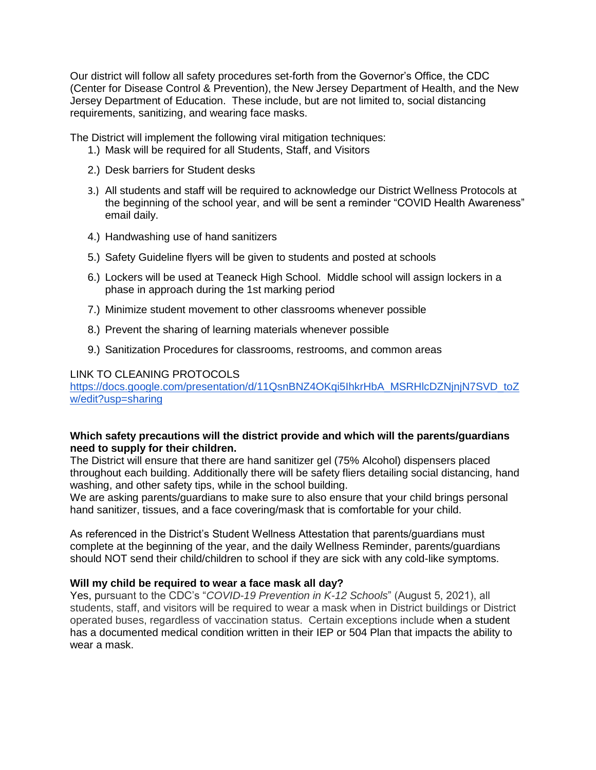Our district will follow all safety procedures set-forth from the Governor's Office, the CDC (Center for Disease Control & Prevention), the New Jersey Department of Health, and the New Jersey Department of Education. These include, but are not limited to, social distancing requirements, sanitizing, and wearing face masks.

The District will implement the following viral mitigation techniques:

1.) Mask will be required for all Students, Staff, and Visitors
2.) Desk barriers for Student desks
3.) All students and staff will be required to acknowledge our District Wellness Protocols at the beginning of the school year, and will be sent a reminder "COVID Health Awareness" email daily.
4.) Handwashing use of hand sanitizers
5.) Safety Guideline flyers will be given to students and posted at schools
6.) Lockers will be used at Teaneck High School. Middle school will assign lockers in a phase in approach during the 1st marking period
7.) Minimize student movement to other classrooms whenever possible
8.) Prevent the sharing of learning materials whenever possible
9.) Sanitization Procedures for classrooms, restrooms, and common areas

LINK TO CLEANING PROTOCOLS
[https://docs.google.com/presentation/d/11QsnBNZ4OKqi5IhkrHbA_MSRHlcDZNjnjN7SVD_toZw/edit?usp=sharing](https://docs.google.com/presentation/d/11QsnBNZ4OKqi5IhkrHbA_MSRHlcDZNjnjN7SVD_toZw/edit?usp=sharing)

**Which safety precautions will the district provide and which will the parents/guardians need to supply for their children.**
The District will ensure that there are hand sanitizer gel (75% Alcohol) dispensers placed throughout each building. Additionally there will be safety fliers detailing social distancing, hand washing, and other safety tips, while in the school building.
We are asking parents/guardians to make sure to also ensure that your child brings personal hand sanitizer, tissues, and a face covering/mask that is comfortable for your child.

As referenced in the District's Student Wellness Attestation that parents/guardians must complete at the beginning of the year, and the daily Wellness Reminder, parents/guardians should NOT send their child/children to school if they are sick with any cold-like symptoms.

**Will my child be required to wear a face mask all day?**
Yes, pursuant to the CDC's "*COVID-19 Prevention in K-12 Schools*" (August 5, 2021), all students, staff, and visitors will be required to wear a mask when in District buildings or District operated buses, regardless of vaccination status. Certain exceptions include when a student has a documented medical condition written in their IEP or 504 Plan that impacts the ability to wear a mask.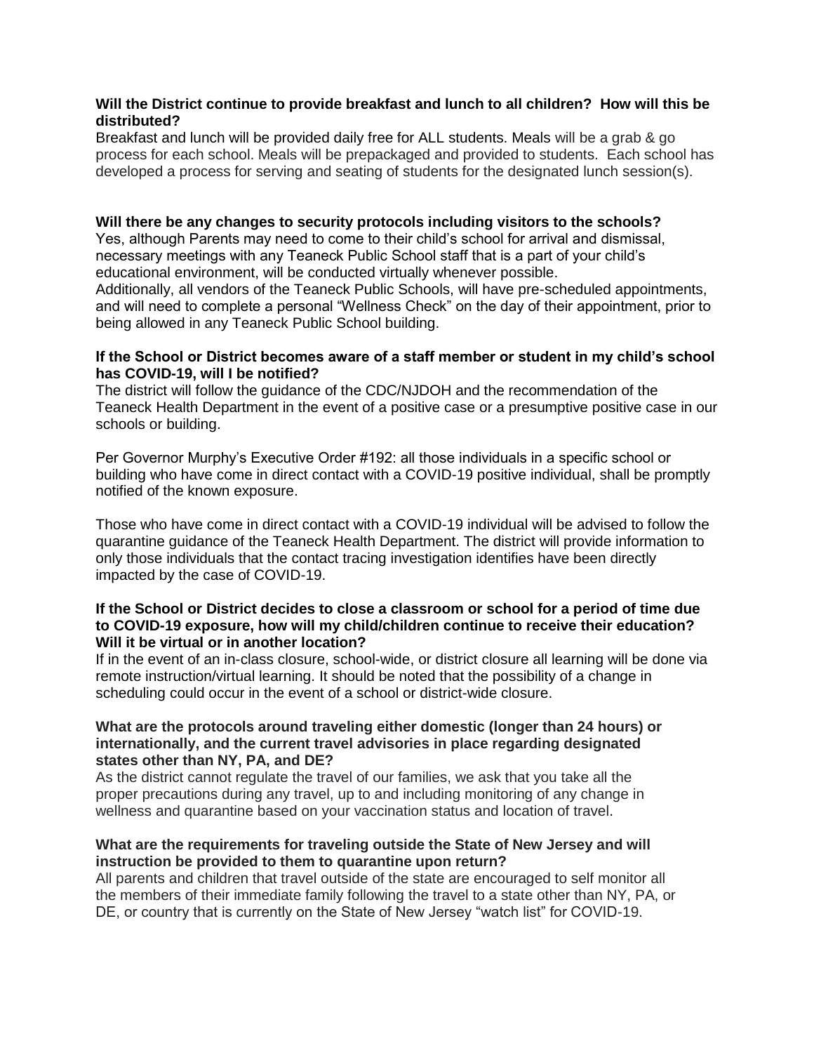**Will the District continue to provide breakfast and lunch to all children? How will this be distributed?**

Breakfast and lunch will be provided daily free for ALL students. Meals will be a grab & go process for each school. Meals will be prepackaged and provided to students. Each school has developed a process for serving and seating of students for the designated lunch session(s).

**Will there be any changes to security protocols including visitors to the schools?**

Yes, although Parents may need to come to their child's school for arrival and dismissal, necessary meetings with any Teaneck Public School staff that is a part of your child's educational environment, will be conducted virtually whenever possible.

Additionally, all vendors of the Teaneck Public Schools, will have pre-scheduled appointments, and will need to complete a personal "Wellness Check" on the day of their appointment, prior to being allowed in any Teaneck Public School building.

**If the School or District becomes aware of a staff member or student in my child's school has COVID-19, will I be notified?**

The district will follow the guidance of the CDC/NJDOH and the recommendation of the Teaneck Health Department in the event of a positive case or a presumptive positive case in our schools or building.

Per Governor Murphy's Executive Order #192: all those individuals in a specific school or building who have come in direct contact with a COVID-19 positive individual, shall be promptly notified of the known exposure.

Those who have come in direct contact with a COVID-19 individual will be advised to follow the quarantine guidance of the Teaneck Health Department. The district will provide information to only those individuals that the contact tracing investigation identifies have been directly impacted by the case of COVID-19.

**If the School or District decides to close a classroom or school for a period of time due to COVID-19 exposure, how will my child/children continue to receive their education? Will it be virtual or in another location?**

If in the event of an in-class closure, school-wide, or district closure all learning will be done via remote instruction/virtual learning. It should be noted that the possibility of a change in scheduling could occur in the event of a school or district-wide closure.

**What are the protocols around traveling either domestic (longer than 24 hours) or internationally, and the current travel advisories in place regarding designated states other than NY, PA, and DE?**

As the district cannot regulate the travel of our families, we ask that you take all the proper precautions during any travel, up to and including monitoring of any change in wellness and quarantine based on your vaccination status and location of travel.

**What are the requirements for traveling outside the State of New Jersey and will instruction be provided to them to quarantine upon return?**

All parents and children that travel outside of the state are encouraged to self monitor all the members of their immediate family following the travel to a state other than NY, PA, or DE, or country that is currently on the State of New Jersey "watch list" for COVID-19.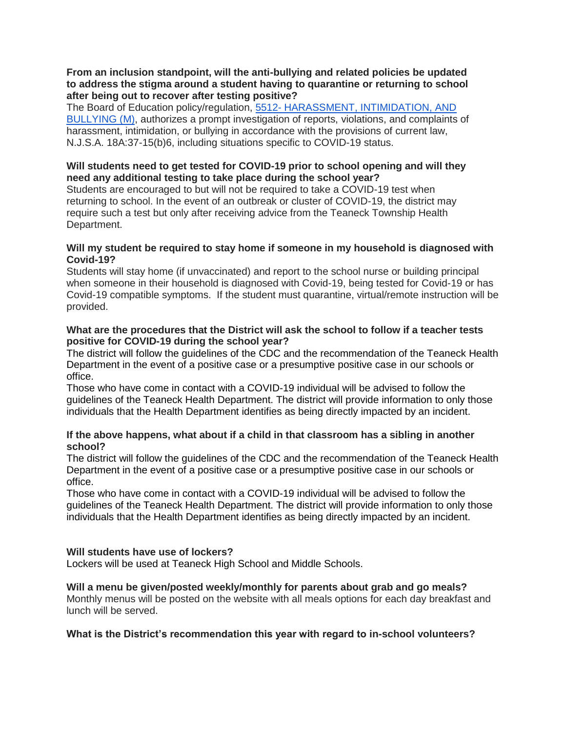**From an inclusion standpoint, will the anti-bullying and related policies be updated to address the stigma around a student having to quarantine or returning to school after being out to recover after testing positive?**

The Board of Education policy/regulation, [5512- HARASSMENT, INTIMIDATION, AND BULLYING (M)](), authorizes a prompt investigation of reports, violations, and complaints of harassment, intimidation, or bullying in accordance with the provisions of current law, N.J.S.A. 18A:37-15(b)6, including situations specific to COVID-19 status.

**Will students need to get tested for COVID-19 prior to school opening and will they need any additional testing to take place during the school year?**

Students are encouraged to but will not be required to take a COVID-19 test when returning to school. In the event of an outbreak or cluster of COVID-19, the district may require such a test but only after receiving advice from the Teaneck Township Health Department.

**Will my student be required to stay home if someone in my household is diagnosed with Covid-19?**

Students will stay home (if unvaccinated) and report to the school nurse or building principal when someone in their household is diagnosed with Covid-19, being tested for Covid-19 or has Covid-19 compatible symptoms. If the student must quarantine, virtual/remote instruction will be provided.

**What are the procedures that the District will ask the school to follow if a teacher tests positive for COVID-19 during the school year?**

The district will follow the guidelines of the CDC and the recommendation of the Teaneck Health Department in the event of a positive case or a presumptive positive case in our schools or office.

Those who have come in contact with a COVID-19 individual will be advised to follow the guidelines of the Teaneck Health Department. The district will provide information to only those individuals that the Health Department identifies as being directly impacted by an incident.

**If the above happens, what about if a child in that classroom has a sibling in another school?**

The district will follow the guidelines of the CDC and the recommendation of the Teaneck Health Department in the event of a positive case or a presumptive positive case in our schools or office.

Those who have come in contact with a COVID-19 individual will be advised to follow the guidelines of the Teaneck Health Department. The district will provide information to only those individuals that the Health Department identifies as being directly impacted by an incident.

**Will students have use of lockers?**

Lockers will be used at Teaneck High School and Middle Schools.

**Will a menu be given/posted weekly/monthly for parents about grab and go meals?**

Monthly menus will be posted on the website with all meals options for each day breakfast and lunch will be served.

**What is the District's recommendation this year with regard to in-school volunteers?**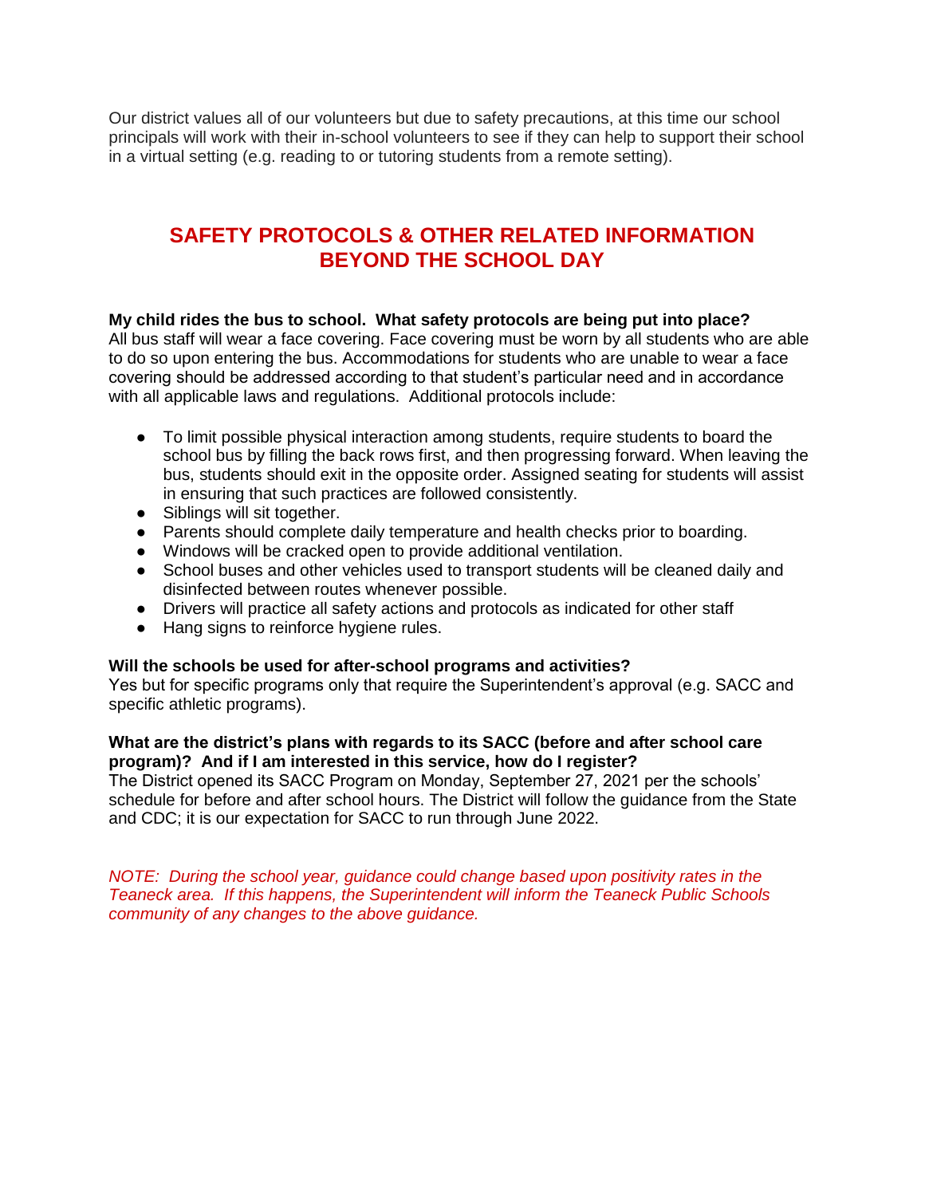Our district values all of our volunteers but due to safety precautions, at this time our school principals will work with their in-school volunteers to see if they can help to support their school in a virtual setting (e.g. reading to or tutoring students from a remote setting).

## SAFETY PROTOCOLS & OTHER RELATED INFORMATION BEYOND THE SCHOOL DAY

**My child rides the bus to school. What safety protocols are being put into place?**
All bus staff will wear a face covering. Face covering must be worn by all students who are able to do so upon entering the bus. Accommodations for students who are unable to wear a face covering should be addressed according to that student's particular need and in accordance with all applicable laws and regulations. Additional protocols include:

- To limit possible physical interaction among students, require students to board the school bus by filling the back rows first, and then progressing forward. When leaving the bus, students should exit in the opposite order. Assigned seating for students will assist in ensuring that such practices are followed consistently.
- Siblings will sit together.
- Parents should complete daily temperature and health checks prior to boarding.
- Windows will be cracked open to provide additional ventilation.
- School buses and other vehicles used to transport students will be cleaned daily and disinfected between routes whenever possible.
- Drivers will practice all safety actions and protocols as indicated for other staff
- Hang signs to reinforce hygiene rules.

**Will the schools be used for after-school programs and activities?**
Yes but for specific programs only that require the Superintendent's approval (e.g. SACC and specific athletic programs).

**What are the district's plans with regards to its SACC (before and after school care program)? And if I am interested in this service, how do I register?**
The District opened its SACC Program on Monday, September 27, 2021 per the schools' schedule for before and after school hours. The District will follow the guidance from the State and CDC; it is our expectation for SACC to run through June 2022.

*NOTE: During the school year, guidance could change based upon positivity rates in the Teaneck area. If this happens, the Superintendent will inform the Teaneck Public Schools community of any changes to the above guidance.*